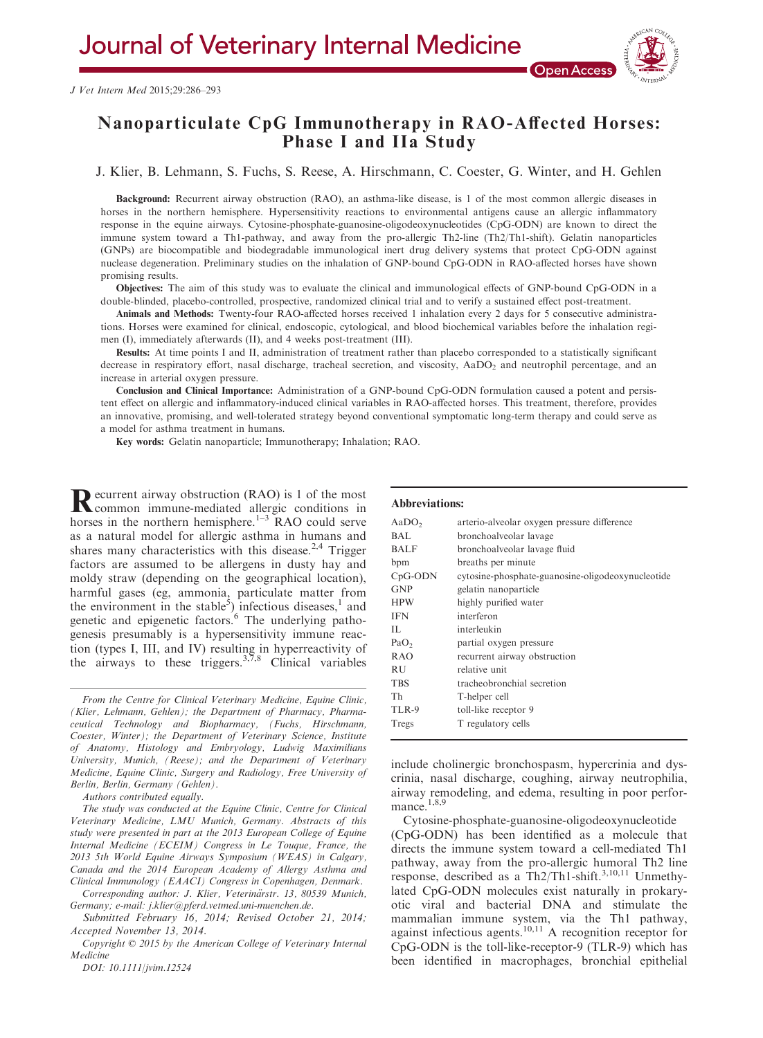# Journal of Veterinary Internal Medicine

*J Vet Intern Med* 2015;29:286–293

## Nanoparticulate CpG Immunotherapy in RAO-Affected Horses: Phase I and IIa Study

J. Klier, B. Lehmann, S. Fuchs, S. Reese, A. Hirschmann, C. Coester, G. Winter, and H. Gehlen

**Background:** Recurrent airway obstruction (RAO), an asthma-like disease, is 1 of the most common allergic diseases in horses in the northern hemisphere. Hypersensitivity reactions to environmental antigens cause an allergic inflammatory response in the equine airways. Cytosine-phosphate-guanosine-oligodeoxynucleotides (CpG-ODN) are known to direct the immune system toward a Th1-pathway, and away from the pro-allergic Th2-line (Th2/Th1-shift). Gelatin nanoparticles (GNPs) are biocompatible and biodegradable immunological inert drug delivery systems that protect CpG-ODN against nuclease degeneration. Preliminary studies on the inhalation of GNP-bound CpG-ODN in RAO-affected horses have shown promising results.

**Objectives:** The aim of this study was to evaluate the clinical and immunological effects of GNP-bound CpG-ODN in a double-blinded, placebo-controlled, prospective, randomized clinical trial and to verify a sustained effect post-treatment.

**Animals and Methods:** Twenty-four RAO-affected horses received 1 inhalation every 2 days for 5 consecutive administrations. Horses were examined for clinical, endoscopic, cytological, and blood biochemical variables before the inhalation regimen (I), immediately afterwards (II), and 4 weeks post-treatment (III).

**Results:** At time points I and II, administration of treatment rather than placebo corresponded to a statistically significant decrease in respiratory effort, nasal discharge, tracheal secretion, and viscosity, $AaDO_2$ and neutrophil percentage, and an increase in arterial oxygen pressure.

**Conclusion and Clinical Importance:** Administration of a GNP-bound CpG-ODN formulation caused a potent and persistent effect on allergic and inflammatory-induced clinical variables in RAO-affected horses. This treatment, therefore, provides an innovative, promising, and well-tolerated strategy beyond conventional symptomatic long-term therapy and could serve as a model for asthma treatment in humans.

**Key words:** Gelatin nanoparticle; Immunotherapy; Inhalation; RAO.

Recurrent airway obstruction (RAO) is 1 of the most common immune-mediated allergic conditions in horses in the northern hemisphere.[1–3] RAO could serve as a natural model for allergic asthma in humans and shares many characteristics with this disease.[2,4] Trigger factors are assumed to be allergens in dusty hay and moldy straw (depending on the geographical location), harmful gases (eg, ammonia, particulate matter from the environment in the stable[5]) infectious diseases,[1] and genetic and epigenetic factors.[6] The underlying pathogenesis presumably is a hypersensitivity immune reaction (types I, III, and IV) resulting in hyperreactivity of the airways to these triggers.[3,7,8] Clinical variables include cholinergic bronchospasm, hypercrinia and dyscrinia, nasal discharge, coughing, airway neutrophilia, airway remodeling, and edema, resulting in poor performance.[1,8,9]

Cytosine-phosphate-guanosine-oligodeoxynucleotide (CpG-ODN) has been identified as a molecule that directs the immune system toward a cell-mediated Th1 pathway, away from the pro-allergic humoral Th2 line response, described as a Th2/Th1-shift.[3,10,11] Unmethylated CpG-ODN molecules exist naturally in prokaryotic viral and bacterial DNA and stimulate the mammalian immune system, via the Th1 pathway, against infectious agents.[10,11] A recognition receptor for CpG-ODN is the toll-like-receptor-9 (TLR-9) which has been identified in macrophages, bronchial epithelial

**Abbreviations:**

| | |
|---|---|
| $AaDO_2$ | arterio-alveolar oxygen pressure difference |
| BAL | bronchoalveolar lavage |
| BALF | bronchoalveolar lavage fluid |
| bpm | breaths per minute |
| CpG-ODN | cytosine-phosphate-guanosine-oligodeoxynucleotide |
| GNP | gelatin nanoparticle |
| HPW | highly purified water |
| IFN | interferon |
| IL | interleukin |
| $PaO_2$ | partial oxygen pressure |
| RAO | recurrent airway obstruction |
| RU | relative unit |
| TBS | tracheobronchial secretion |
| Th | T-helper cell |
| TLR-9 | toll-like receptor 9 |
| Tregs | T regulatory cells |

From the Centre for Clinical Veterinary Medicine, Equine Clinic, (Klier, Lehmann, Gehlen); the Department of Pharmacy, Pharmaceutical Technology and Biopharmacy, (Fuchs, Hirschmann, Coester, Winter); the Department of Veterinary Science, Institute of Anatomy, Histology and Embryology, Ludwig Maximilians University, Munich, (Reese); and the Department of Veterinary Medicine, Equine Clinic, Surgery and Radiology, Free University of Berlin, Berlin, Germany (Gehlen).

Authors contributed equally.

The study was conducted at the Equine Clinic, Centre for Clinical Veterinary Medicine, LMU Munich, Germany. Abstracts of this study were presented in part at the 2013 European College of Equine Internal Medicine (ECEIM) Congress in Le Touque, France, the 2013 5th World Equine Airways Symposium (WEAS) in Calgary, Canada and the 2014 European Academy of Allergy Asthma and Clinical Immunology (EAACI) Congress in Copenhagen, Denmark.

Corresponding author: J. Klier, Veterinärstr. 13, 80539 Munich, Germany; e-mail: j.klier@pferd.vetmed.uni-muenchen.de.

Submitted February 16, 2014; Revised October 21, 2014; Accepted November 13, 2014.

Copyright © 2015 by the American College of Veterinary Internal Medicine

DOI: 10.1111/jvim.12524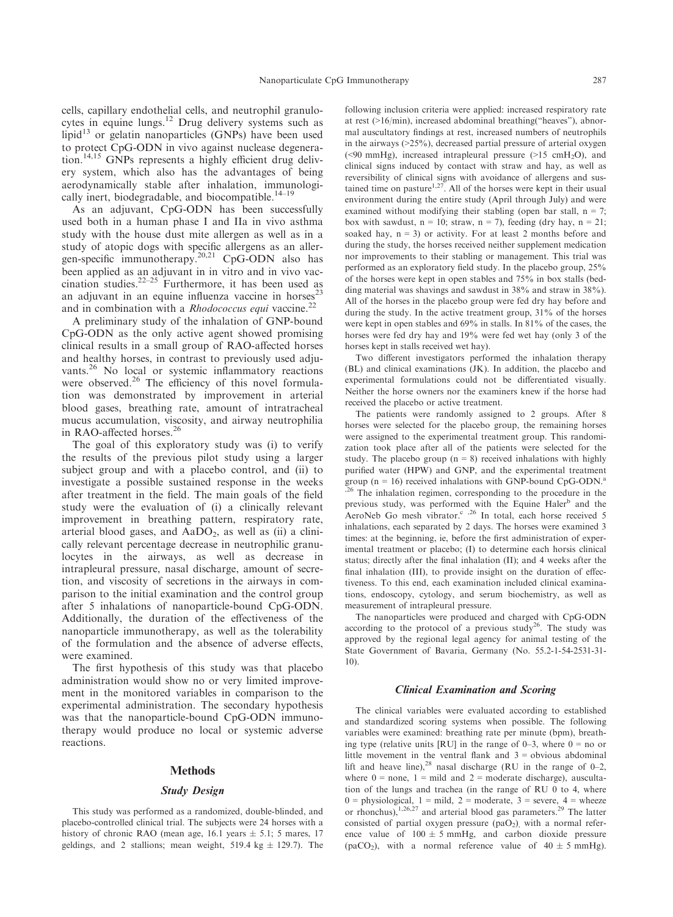cells, capillary endothelial cells, and neutrophil granulocytes in equine lungs.[12] Drug delivery systems such as lipid[13] or gelatin nanoparticles (GNPs) have been used to protect CpG-ODN in vivo against nuclease degeneration.[14,15] GNPs represents a highly efficient drug delivery system, which also has the advantages of being aerodynamically stable after inhalation, immunologically inert, biodegradable, and biocompatible.[14–19]

As an adjuvant, CpG-ODN has been successfully used both in a human phase I and IIa in vivo asthma study with the house dust mite allergen as well as in a study of atopic dogs with specific allergens as an allergen-specific immunotherapy.[20,21] CpG-ODN also has been applied as an adjuvant in in vitro and in vivo vaccination studies.[22–25] Furthermore, it has been used as an adjuvant in an equine influenza vaccine in horses[23] and in combination with a *Rhodococcus equi* vaccine.[22]

A preliminary study of the inhalation of GNP-bound CpG-ODN as the only active agent showed promising clinical results in a small group of RAO-affected horses and healthy horses, in contrast to previously used adjuvants.[26] No local or systemic inflammatory reactions were observed.[26] The efficiency of this novel formulation was demonstrated by improvement in arterial blood gases, breathing rate, amount of intratracheal mucus accumulation, viscosity, and airway neutrophilia in RAO-affected horses.[26]

The goal of this exploratory study was (i) to verify the results of the previous pilot study using a larger subject group and with a placebo control, and (ii) to investigate a possible sustained response in the weeks after treatment in the field. The main goals of the field study were the evaluation of (i) a clinically relevant improvement in breathing pattern, respiratory rate, arterial blood gases, and $AaDO_2$, as well as (ii) a clinically relevant percentage decrease in neutrophilic granulocytes in the airways, as well as decrease in intrapleural pressure, nasal discharge, amount of secretion, and viscosity of secretions in the airways in comparison to the initial examination and the control group after 5 inhalations of nanoparticle-bound CpG-ODN. Additionally, the duration of the effectiveness of the nanoparticle immunotherapy, as well as the tolerability of the formulation and the absence of adverse effects, were examined.

The first hypothesis of this study was that placebo administration would show no or very limited improvement in the monitored variables in comparison to the experimental administration. The secondary hypothesis was that the nanoparticle-bound CpG-ODN immunotherapy would produce no local or systemic adverse reactions.

## Methods

### Study Design

This study was performed as a randomized, double-blinded, and placebo-controlled clinical trial. The subjects were 24 horses with a history of chronic RAO (mean age, 16.1 years ± 5.1; 5 mares, 17 geldings, and 2 stallions; mean weight, 519.4 kg ± 129.7). The following inclusion criteria were applied: increased respiratory rate at rest (>16/min), increased abdominal breathing("heaves"), abnormal auscultatory findings at rest, increased numbers of neutrophils in the airways (>25%), decreased partial pressure of arterial oxygen (<90 mmHg), increased intrapleural pressure (>15 $cmH_2O$), and clinical signs induced by contact with straw and hay, as well as reversibility of clinical signs with avoidance of allergens and sustained time on pasture[1,27]. All of the horses were kept in their usual environment during the entire study (April through July) and were examined without modifying their stabling (open bar stall, n = 7; box with sawdust, n = 10; straw, n = 7), feeding (dry hay, n = 21; soaked hay, n = 3) or activity. For at least 2 months before and during the study, the horses received neither supplement medication nor improvements to their stabling or management. This trial was performed as an exploratory field study. In the placebo group, 25% of the horses were kept in open stables and 75% in box stalls (bedding material was shavings and sawdust in 38% and straw in 38%). All of the horses in the placebo group were fed dry hay before and during the study. In the active treatment group, 31% of the horses were kept in open stables and 69% in stalls. In 81% of the cases, the horses were fed dry hay and 19% were fed wet hay (only 3 of the horses kept in stalls received wet hay).

Two different investigators performed the inhalation therapy (BL) and clinical examinations (JK). In addition, the placebo and experimental formulations could not be differentiated visually. Neither the horse owners nor the examiners knew if the horse had received the placebo or active treatment.

The patients were randomly assigned to 2 groups. After 8 horses were selected for the placebo group, the remaining horses were assigned to the experimental treatment group. This randomization took place after all of the patients were selected for the study. The placebo group (n = 8) received inhalations with highly purified water (HPW) and GNP, and the experimental treatment group (n = 16) received inhalations with GNP-bound CpG-ODN.[a],[26] The inhalation regimen, corresponding to the procedure in the previous study, was performed with the Equine Haler[b] and the AeroNeb Go mesh vibrator.[c],[26] In total, each horse received 5 inhalations, each separated by 2 days. The horses were examined 3 times: at the beginning, ie, before the first administration of experimental treatment or placebo; (I) to determine each horsis clinical status; directly after the final inhalation (II); and 4 weeks after the final inhalation (III), to provide insight on the duration of effectiveness. To this end, each examination included clinical examinations, endoscopy, cytology, and serum biochemistry, as well as measurement of intrapleural pressure.

The nanoparticles were produced and charged with CpG-ODN according to the protocol of a previous study[26]. The study was approved by the regional legal agency for animal testing of the State Government of Bavaria, Germany (No. 55.2-1-54-2531-31-10).

### Clinical Examination and Scoring

The clinical variables were evaluated according to established and standardized scoring systems when possible. The following variables were examined: breathing rate per minute (bpm), breathing type (relative units [RU] in the range of 0–3, where 0 = no or little movement in the ventral flank and 3 = obvious abdominal lift and heave line),[28] nasal discharge (RU in the range of 0–2, where 0 = none, 1 = mild and 2 = moderate discharge), auscultation of the lungs and trachea (in the range of RU 0 to 4, where 0 = physiological, 1 = mild, 2 = moderate, 3 = severe, 4 = wheeze or rhonchus),[1,26,27] and arterial blood gas parameters.[29] The latter consisted of partial oxygen pressure ($paO_2$), with a normal reference value of 100 ± 5 mmHg, and carbon dioxide pressure ($paCO_2$), with a normal reference value of 40 ± 5 mmHg).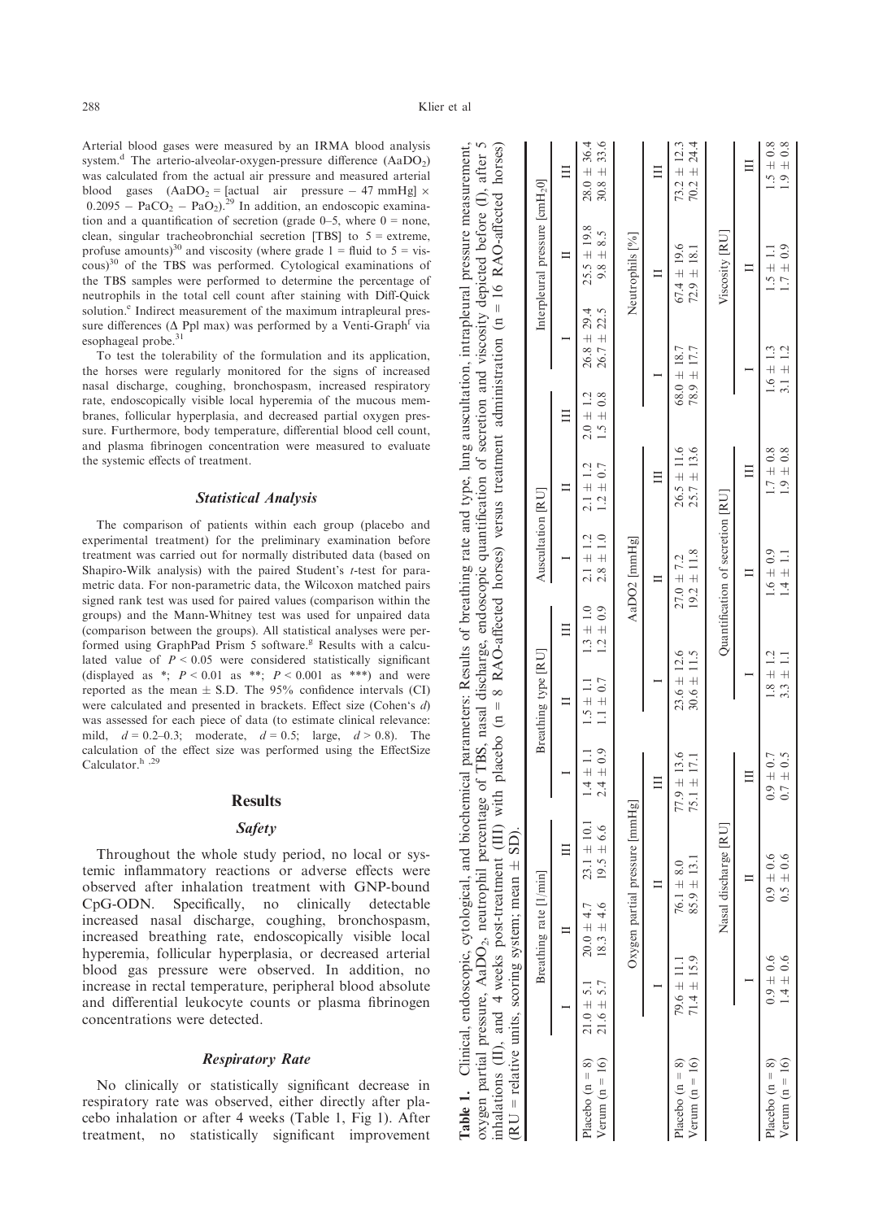Arterial blood gases were measured by an IRMA blood analysis system.[d] The arterio-alveolar-oxygen-pressure difference ($AaDO_2$) was calculated from the actual air pressure and measured arterial blood gases ($AaDO_2$ = [actual air pressure − 47 mmHg] × 0.2095 − $PaCO_2$ − $PaO_2$).[29] In addition, an endoscopic examination and a quantification of secretion (grade 0–5, where 0 = none, clean, singular tracheobronchial secretion [TBS] to 5 = extreme, profuse amounts)[30] and viscosity (where grade 1 = fluid to 5 = viscous)[30] of the TBS was performed. Cytological examinations of the TBS samples were performed to determine the percentage of neutrophils in the total cell count after staining with Diff-Quick solution.[e] Indirect measurement of the maximum intrapleural pressure differences (Δ Ppl max) was performed by a Venti-Graph[f] via esophageal probe.[31]

To test the tolerability of the formulation and its application, the horses were regularly monitored for the signs of increased nasal discharge, coughing, bronchospasm, increased respiratory rate, endoscopically visible local hyperemia of the mucous membranes, follicular hyperplasia, and decreased partial oxygen pressure. Furthermore, body temperature, differential blood cell count, and plasma fibrinogen concentration were measured to evaluate the systemic effects of treatment.

### Statistical Analysis

The comparison of patients within each group (placebo and experimental treatment) for the preliminary examination before treatment was carried out for normally distributed data (based on Shapiro-Wilk analysis) with the paired Student's *t*-test for parametric data. For non-parametric data, the Wilcoxon matched pairs signed rank test was used for paired values (comparison within the groups) and the Mann-Whitney test was used for unpaired data (comparison between the groups). All statistical analyses were performed using GraphPad Prism 5 software.[g] Results with a calculated value of $P < 0.05$ were considered statistically significant (displayed as *; $P < 0.01$ as **; $P < 0.001$ as ***) and were reported as the mean ± S.D. The 95% confidence intervals (CI) were calculated and presented in brackets. Effect size (Cohen's *d*) was assessed for each piece of data (to estimate clinical relevance: mild, $d = 0.2$–$0.3$; moderate, $d = 0.5$; large, $d > 0.8$). The calculation of the effect size was performed using the EffectSize Calculator.[h ,29]

## Results

### Safety

Throughout the whole study period, no local or systemic inflammatory reactions or adverse effects were observed after inhalation treatment with GNP-bound CpG-ODN. Specifically, no clinically detectable increased nasal discharge, coughing, bronchospasm, increased breathing rate, endoscopically visible local hyperemia, follicular hyperplasia, or decreased arterial blood gas pressure were observed. In addition, no increase in rectal temperature, peripheral blood absolute and differential leukocyte counts or plasma fibrinogen concentrations were detected.

### Respiratory Rate

No clinically or statistically significant decrease in respiratory rate was observed, either directly after placebo inhalation or after 4 weeks (Table 1, Fig 1). After treatment, no statistically significant improvement

**Table 1.** Clinical, endoscopic, cytological, and biochemical parameters: Results of breathing rate and type, lung auscultation, intrapleural pressure measurement, oxygen partial pressure, $AaDO_2$, neutrophil percentage of TBS, nasal discharge, endoscopic quantification of secretion and viscosity depicted before (I), after 5 inhalations (II), and 4 weeks post-treatment (III) with placebo (n = 8 RAO-affected horses) versus treatment administration (n = 16 RAO-affected horses) (RU = relative units, scoring system; mean ± SD).

| | Breathing rate [1/min] | | | Breathing type [RU] | | | Auscultation [RU] | | | Interpleural pressure [$cmH_2O$] | | |
|---|---|---|---|---|---|---|---|---|---|---|---|---|
| | I | II | III | I | II | III | I | II | III | I | II | III |
| Placebo (n = 8) | 21.0 ± 5.1 | 20.0 ± 4.7 | 23.1 ± 10.1 | 1.4 ± 1.1 | 1.5 ± 1.1 | 1.3 ± 1.0 | 2.1 ± 1.2 | 2.1 ± 1.2 | 2.0 ± 1.2 | 26.8 ± 29.4 | 25.5 ± 19.8 | 28.0 ± 36.4 |
| Verum (n = 16) | 21.6 ± 5.7 | 18.3 ± 4.6 | 19.5 ± 6.6 | 2.4 ± 0.9 | 1.1 ± 0.7 | 1.2 ± 0.9 | 2.8 ± 1.0 | 1.2 ± 0.7 | 1.5 ± 0.8 | 26.7 ± 22.5 | 9.8 ± 8.5 | 30.8 ± 33.6 |

| | Oxygen partial pressure [mmHg] | | | AaDO2 [mmHg] | | | Neutrophils [%] | | |
|---|---|---|---|---|---|---|---|---|---|
| | I | II | III | I | II | III | I | II | III |
| Placebo (n = 8) | 79.6 ± 11.1 | 76.1 ± 8.0 | 77.9 ± 13.6 | 23.6 ± 12.6 | 27.0 ± 7.2 | 26.5 ± 11.6 | 68.0 ± 18.7 | 67.4 ± 19.6 | 73.2 ± 12.3 |
| Verum (n = 16) | 71.4 ± 15.9 | 85.9 ± 13.1 | 75.1 ± 17.1 | 30.6 ± 11.5 | 19.2 ± 11.8 | 25.7 ± 13.6 | 78.9 ± 17.7 | 72.9 ± 18.1 | 70.2 ± 24.4 |

| | Nasal discharge [RU] | | | Quantification of secretion [RU] | | | Viscosity [RU] | | |
|---|---|---|---|---|---|---|---|---|---|
| | I | II | III | I | II | III | I | II | III |
| Placebo (n = 8) | 0.9 ± 0.6 | 0.9 ± 0.6 | 0.9 ± 0.7 | 1.8 ± 1.2 | 1.6 ± 0.9 | 1.7 ± 0.8 | 1.6 ± 1.3 | 1.5 ± 1.1 | 1.5 ± 0.8 |
| Verum (n = 16) | 1.4 ± 0.6 | 0.5 ± 0.6 | 0.7 ± 0.5 | 3.3 ± 1.1 | 1.4 ± 1.1 | 1.9 ± 0.8 | 3.1 ± 1.2 | 1.7 ± 0.9 | 1.9 ± 0.8 |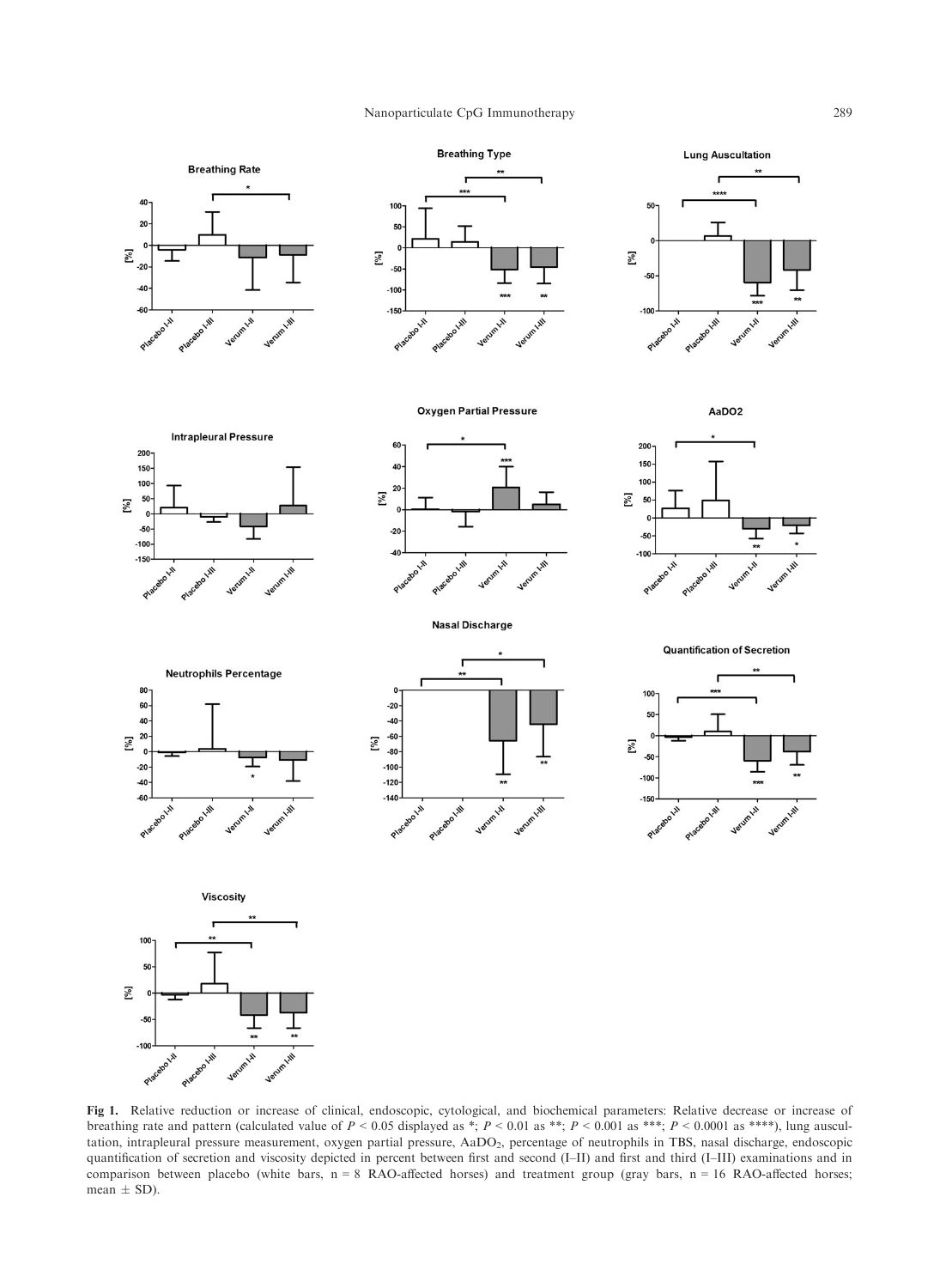**Fig 1.** Relative reduction or increase of clinical, endoscopic, cytological, and biochemical parameters: Relative decrease or increase of breathing rate and pattern (calculated value of $P < 0.05$ displayed as *; $P < 0.01$ as **; $P < 0.001$ as ***; $P < 0.0001$ as ****), lung auscultation, intrapleural pressure measurement, oxygen partial pressure, $AaDO_2$, percentage of neutrophils in TBS, nasal discharge, endoscopic quantification of secretion and viscosity depicted in percent between first and second (I–II) and first and third (I–III) examinations and in comparison between placebo (white bars, n = 8 RAO-affected horses) and treatment group (gray bars, n = 16 RAO-affected horses; mean ± SD).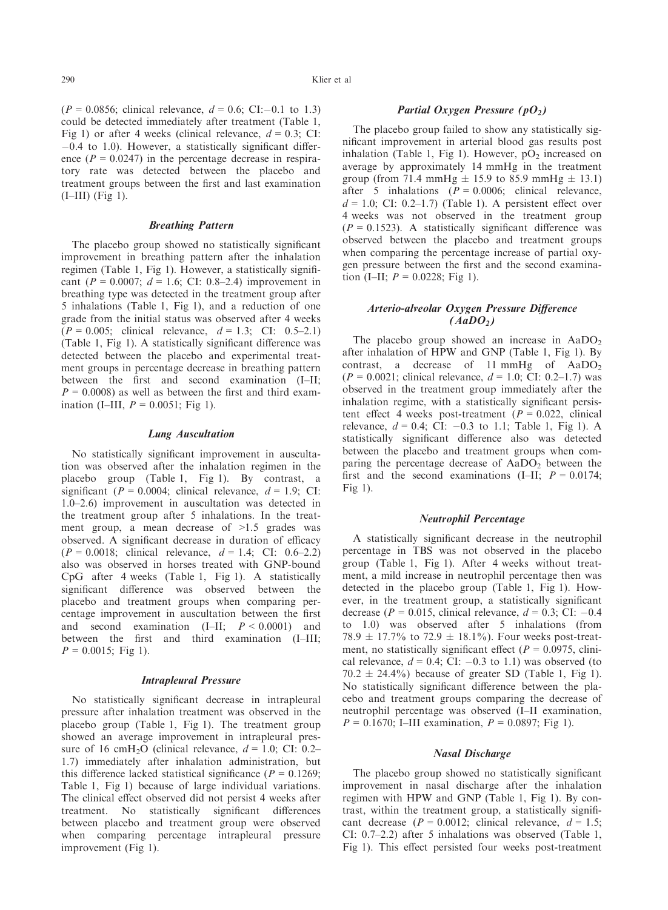($P = 0.0856$; clinical relevance, $d = 0.6$; CI: −0.1 to 1.3) could be detected immediately after treatment (Table 1, Fig 1) or after 4 weeks (clinical relevance, $d = 0.3$; CI: −0.4 to 1.0). However, a statistically significant difference ($P = 0.0247$) in the percentage decrease in respiratory rate was detected between the placebo and treatment groups between the first and last examination (I–III) (Fig 1).

### Breathing Pattern

The placebo group showed no statistically significant improvement in breathing pattern after the inhalation regimen (Table 1, Fig 1). However, a statistically significant ($P = 0.0007$; $d = 1.6$; CI: 0.8–2.4) improvement in breathing type was detected in the treatment group after 5 inhalations (Table 1, Fig 1), and a reduction of one grade from the initial status was observed after 4 weeks ($P = 0.005$; clinical relevance, $d = 1.3$; CI: 0.5–2.1) (Table 1, Fig 1). A statistically significant difference was detected between the placebo and experimental treatment groups in percentage decrease in breathing pattern between the first and second examination (I–II; $P = 0.0008$) as well as between the first and third examination (I–III, $P = 0.0051$; Fig 1).

### Lung Auscultation

No statistically significant improvement in auscultation was observed after the inhalation regimen in the placebo group (Table 1, Fig 1). By contrast, a significant ($P = 0.0004$; clinical relevance, $d = 1.9$; CI: 1.0–2.6) improvement in auscultation was detected in the treatment group after 5 inhalations. In the treatment group, a mean decrease of >1.5 grades was observed. A significant decrease in duration of efficacy ($P = 0.0018$; clinical relevance, $d = 1.4$; CI: 0.6–2.2) also was observed in horses treated with GNP-bound CpG after 4 weeks (Table 1, Fig 1). A statistically significant difference was observed between the placebo and treatment groups when comparing percentage improvement in auscultation between the first and second examination (I–II; $P < 0.0001$) and between the first and third examination (I–III; $P = 0.0015$; Fig 1).

### Intrapleural Pressure

No statistically significant decrease in intrapleural pressure after inhalation treatment was observed in the placebo group (Table 1, Fig 1). The treatment group showed an average improvement in intrapleural pressure of 16 $cmH_2O$ (clinical relevance, $d = 1.0$; CI: 0.2–1.7) immediately after inhalation administration, but this difference lacked statistical significance ($P = 0.1269$; Table 1, Fig 1) because of large individual variations. The clinical effect observed did not persist 4 weeks after treatment. No statistically significant differences between placebo and treatment group were observed when comparing percentage intrapleural pressure improvement (Fig 1).

### Partial Oxygen Pressure ($pO_2$)

The placebo group failed to show any statistically significant improvement in arterial blood gas results post inhalation (Table 1, Fig 1). However, $pO_2$ increased on average by approximately 14 mmHg in the treatment group (from 71.4 mmHg ± 15.9 to 85.9 mmHg ± 13.1) after 5 inhalations ($P = 0.0006$; clinical relevance, $d = 1.0$; CI: 0.2–1.7) (Table 1). A persistent effect over 4 weeks was not observed in the treatment group ($P = 0.1523$). A statistically significant difference was observed between the placebo and treatment groups when comparing the percentage increase of partial oxygen pressure between the first and the second examination (I–II; $P = 0.0228$; Fig 1).

### Arterio-alveolar Oxygen Pressure Difference ($AaDO_2$)

The placebo group showed an increase in $AaDO_2$ after inhalation of HPW and GNP (Table 1, Fig 1). By contrast, a decrease of 11 mmHg of $AaDO_2$ ($P = 0.0021$; clinical relevance, $d = 1.0$; CI: 0.2–1.7) was observed in the treatment group immediately after the inhalation regime, with a statistically significant persistent effect 4 weeks post-treatment ($P = 0.022$, clinical relevance, $d = 0.4$; CI: −0.3 to 1.1; Table 1, Fig 1). A statistically significant difference also was detected between the placebo and treatment groups when comparing the percentage decrease of $AaDO_2$ between the first and the second examinations (I–II; $P = 0.0174$; Fig 1).

### Neutrophil Percentage

A statistically significant decrease in the neutrophil percentage in TBS was not observed in the placebo group (Table 1, Fig 1). After 4 weeks without treatment, a mild increase in neutrophil percentage then was detected in the placebo group (Table 1, Fig 1). However, in the treatment group, a statistically significant decrease ($P = 0.015$, clinical relevance, $d = 0.3$; CI: −0.4 to 1.0) was observed after 5 inhalations (from 78.9 ± 17.7% to 72.9 ± 18.1%). Four weeks post-treatment, no statistically significant effect ($P = 0.0975$, clinical relevance, $d = 0.4$; CI: −0.3 to 1.1) was observed (to 70.2 ± 24.4%) because of greater SD (Table 1, Fig 1). No statistically significant difference between the placebo and treatment groups comparing the decrease of neutrophil percentage was observed (I–II examination, $P = 0.1670$; I–III examination, $P = 0.0897$; Fig 1).

### Nasal Discharge

The placebo group showed no statistically significant improvement in nasal discharge after the inhalation regimen with HPW and GNP (Table 1, Fig 1). By contrast, within the treatment group, a statistically significant decrease ($P = 0.0012$; clinical relevance, $d = 1.5$; CI: 0.7–2.2) after 5 inhalations was observed (Table 1, Fig 1). This effect persisted four weeks post-treatment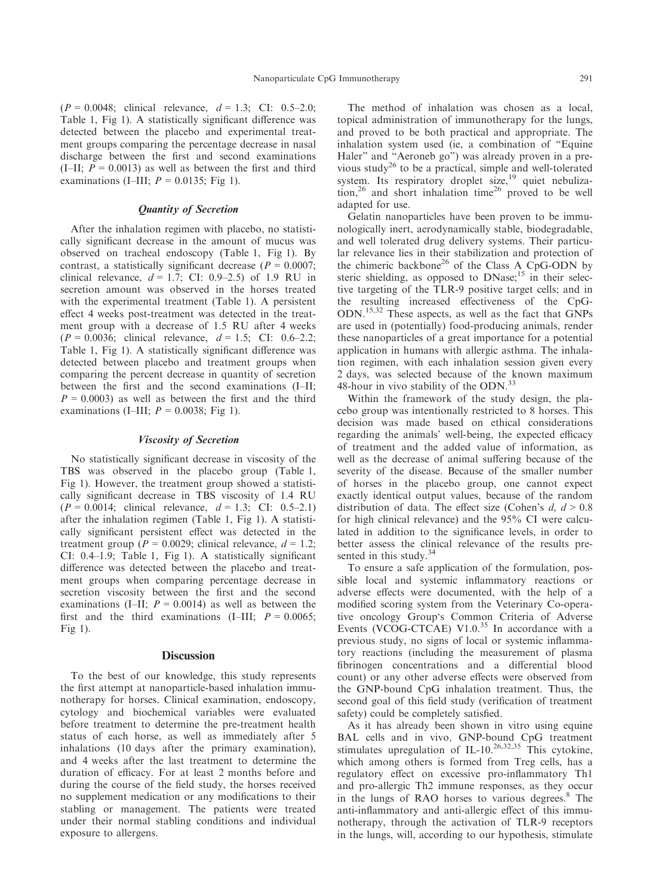($P = 0.0048$; clinical relevance, $d = 1.3$; CI: 0.5–2.0; Table 1, Fig 1). A statistically significant difference was detected between the placebo and experimental treatment groups comparing the percentage decrease in nasal discharge between the first and second examinations (I–II; $P = 0.0013$) as well as between the first and third examinations (I–III; $P = 0.0135$; Fig 1).

### *Quantity of Secretion*

After the inhalation regimen with placebo, no statistically significant decrease in the amount of mucus was observed on tracheal endoscopy (Table 1, Fig 1). By contrast, a statistically significant decrease ($P = 0.0007$; clinical relevance, $d = 1.7$; CI: 0.9–2.5) of 1.9 RU in secretion amount was observed in the horses treated with the experimental treatment (Table 1). A persistent effect 4 weeks post-treatment was detected in the treatment group with a decrease of 1.5 RU after 4 weeks ($P = 0.0036$; clinical relevance, $d = 1.5$; CI: 0.6–2.2; Table 1, Fig 1). A statistically significant difference was detected between placebo and treatment groups when comparing the percent decrease in quantity of secretion between the first and the second examinations (I–II; $P = 0.0003$) as well as between the first and the third examinations (I–III; $P = 0.0038$; Fig 1).

### *Viscosity of Secretion*

No statistically significant decrease in viscosity of the TBS was observed in the placebo group (Table 1, Fig 1). However, the treatment group showed a statistically significant decrease in TBS viscosity of 1.4 RU ($P = 0.0014$; clinical relevance, $d = 1.3$; CI: 0.5–2.1) after the inhalation regimen (Table 1, Fig 1). A statistically significant persistent effect was detected in the treatment group ($P = 0.0029$; clinical relevance, $d = 1.2$; CI: 0.4–1.9; Table 1, Fig 1). A statistically significant difference was detected between the placebo and treatment groups when comparing percentage decrease in secretion viscosity between the first and the second examinations (I–II; $P = 0.0014$) as well as between the first and the third examinations (I–III; $P = 0.0065$; Fig 1).

## Discussion

To the best of our knowledge, this study represents the first attempt at nanoparticle-based inhalation immunotherapy for horses. Clinical examination, endoscopy, cytology and biochemical variables were evaluated before treatment to determine the pre-treatment health status of each horse, as well as immediately after 5 inhalations (10 days after the primary examination), and 4 weeks after the last treatment to determine the duration of efficacy. For at least 2 months before and during the course of the field study, the horses received no supplement medication or any modifications to their stabling or management. The patients were treated under their normal stabling conditions and individual exposure to allergens.

The method of inhalation was chosen as a local, topical administration of immunotherapy for the lungs, and proved to be both practical and appropriate. The inhalation system used (ie, a combination of "Equine Haler" and "Aeroneb go") was already proven in a previous study[26] to be a practical, simple and well-tolerated system. Its respiratory droplet size,[19] quiet nebulization,[26] and short inhalation time[26] proved to be well adapted for use.

Gelatin nanoparticles have been proven to be immunologically inert, aerodynamically stable, biodegradable, and well tolerated drug delivery systems. Their particular relevance lies in their stabilization and protection of the chimeric backbone[26] of the Class A CpG-ODN by steric shielding, as opposed to DNase;[15] in their selective targeting of the TLR-9 positive target cells; and in the resulting increased effectiveness of the CpG-ODN.[15,32] These aspects, as well as the fact that GNPs are used in (potentially) food-producing animals, render these nanoparticles of a great importance for a potential application in humans with allergic asthma. The inhalation regimen, with each inhalation session given every 2 days, was selected because of the known maximum 48-hour in vivo stability of the ODN.[33]

Within the framework of the study design, the placebo group was intentionally restricted to 8 horses. This decision was made based on ethical considerations regarding the animals' well-being, the expected efficacy of treatment and the added value of information, as well as the decrease of animal suffering because of the severity of the disease. Because of the smaller number of horses in the placebo group, one cannot expect exactly identical output values, because of the random distribution of data. The effect size (Cohen's *d*, $d > 0.8$ for high clinical relevance) and the 95% CI were calculated in addition to the significance levels, in order to better assess the clinical relevance of the results presented in this study.[34]

To ensure a safe application of the formulation, possible local and systemic inflammatory reactions or adverse effects were documented, with the help of a modified scoring system from the Veterinary Co-operative oncology Group's Common Criteria of Adverse Events (VCOG-CTCAE) V1.0.[35] In accordance with a previous study, no signs of local or systemic inflammatory reactions (including the measurement of plasma fibrinogen concentrations and a differential blood count) or any other adverse effects were observed from the GNP-bound CpG inhalation treatment. Thus, the second goal of this field study (verification of treatment safety) could be completely satisfied.

As it has already been shown in vitro using equine BAL cells and in vivo, GNP-bound CpG treatment stimulates upregulation of IL-10.[26,32,35] This cytokine, which among others is formed from Treg cells, has a regulatory effect on excessive pro-inflammatory Th1 and pro-allergic Th2 immune responses, as they occur in the lungs of RAO horses to various degrees.[8] The anti-inflammatory and anti-allergic effect of this immunotherapy, through the activation of TLR-9 receptors in the lungs, will, according to our hypothesis, stimulate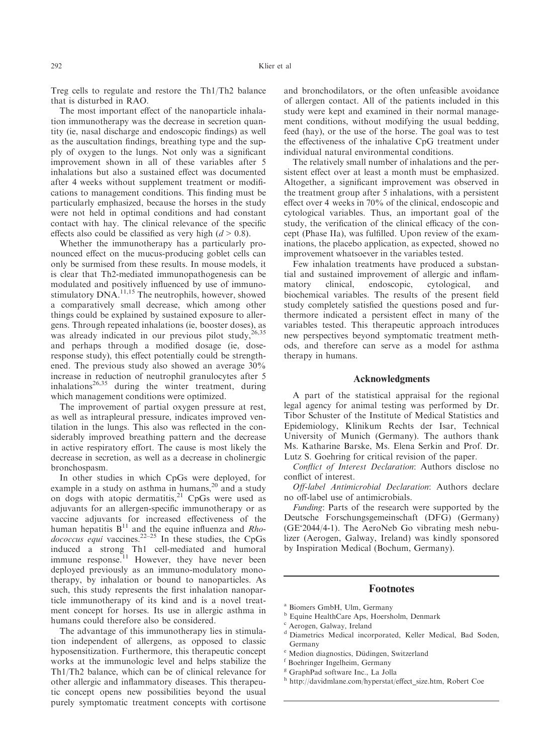Treg cells to regulate and restore the Th1/Th2 balance that is disturbed in RAO.

The most important effect of the nanoparticle inhalation immunotherapy was the decrease in secretion quantity (ie, nasal discharge and endoscopic findings) as well as the auscultation findings, breathing type and the supply of oxygen to the lungs. Not only was a significant improvement shown in all of these variables after 5 inhalations but also a sustained effect was documented after 4 weeks without supplement treatment or modifications to management conditions. This finding must be particularly emphasized, because the horses in the study were not held in optimal conditions and had constant contact with hay. The clinical relevance of the specific effects also could be classified as very high ($d > 0.8$).

Whether the immunotherapy has a particularly pronounced effect on the mucus-producing goblet cells can only be surmised from these results. In mouse models, it is clear that Th2-mediated immunopathogenesis can be modulated and positively influenced by use of immunostimulatory DNA.[11,15] The neutrophils, however, showed a comparatively small decrease, which among other things could be explained by sustained exposure to allergens. Through repeated inhalations (ie, booster doses), as was already indicated in our previous pilot study,[26,35] and perhaps through a modified dosage (ie, dose-response study), this effect potentially could be strengthened. The previous study also showed an average 30% increase in reduction of neutrophil granulocytes after 5 inhalations[26,35] during the winter treatment, during which management conditions were optimized.

The improvement of partial oxygen pressure at rest, as well as intrapleural pressure, indicates improved ventilation in the lungs. This also was reflected in the considerably improved breathing pattern and the decrease in active respiratory effort. The cause is most likely the decrease in secretion, as well as a decrease in cholinergic bronchospasm.

In other studies in which CpGs were deployed, for example in a study on asthma in humans,[20] and a study on dogs with atopic dermatitis,[21] CpGs were used as adjuvants for an allergen-specific immunotherapy or as vaccine adjuvants for increased effectiveness of the human hepatitis B[11] and the equine influenza and *Rhodococcus equi* vaccines.[22–25] In these studies, the CpGs induced a strong Th1 cell-mediated and humoral immune response.[11] However, they have never been deployed previously as an immuno-modulatory monotherapy, by inhalation or bound to nanoparticles. As such, this study represents the first inhalation nanoparticle immunotherapy of its kind and is a novel treatment concept for horses. Its use in allergic asthma in humans could therefore also be considered.

The advantage of this immunotherapy lies in stimulation independent of allergens, as opposed to classic hyposensitization. Furthermore, this therapeutic concept works at the immunologic level and helps stabilize the Th1/Th2 balance, which can be of clinical relevance for other allergic and inflammatory diseases. This therapeutic concept opens new possibilities beyond the usual purely symptomatic treatment concepts with cortisone and bronchodilators, or the often unfeasible avoidance of allergen contact. All of the patients included in this study were kept and examined in their normal management conditions, without modifying the usual bedding, feed (hay), or the use of the horse. The goal was to test the effectiveness of the inhalative CpG treatment under individual natural environmental conditions.

The relatively small number of inhalations and the persistent effect over at least a month must be emphasized. Altogether, a significant improvement was observed in the treatment group after 5 inhalations, with a persistent effect over 4 weeks in 70% of the clinical, endoscopic and cytological variables. Thus, an important goal of the study, the verification of the clinical efficacy of the concept (Phase IIa), was fulfilled. Upon review of the examinations, the placebo application, as expected, showed no improvement whatsoever in the variables tested.

Few inhalation treatments have produced a substantial and sustained improvement of allergic and inflammatory clinical, endoscopic, cytological, and biochemical variables. The results of the present field study completely satisfied the questions posed and furthermore indicated a persistent effect in many of the variables tested. This therapeutic approach introduces new perspectives beyond symptomatic treatment methods, and therefore can serve as a model for asthma therapy in humans.

## Acknowledgments

A part of the statistical appraisal for the regional legal agency for animal testing was performed by Dr. Tibor Schuster of the Institute of Medical Statistics and Epidemiology, Klinikum Rechts der Isar, Technical University of Munich (Germany). The authors thank Ms. Katharine Barske, Ms. Elena Serkin and Prof. Dr. Lutz S. Goehring for critical revision of the paper.

*Conflict of Interest Declaration*: Authors disclose no conflict of interest.

*Off-label Antimicrobial Declaration*: Authors declare no off-label use of antimicrobials.

*Funding*: Parts of the research were supported by the Deutsche Forschungsgemeinschaft (DFG) (Germany) (GE'2044/4-1). The AeroNeb Go vibrating mesh nebulizer (Aerogen, Galway, Ireland) was kindly sponsored by Inspiration Medical (Bochum, Germany).

## Footnotes

[a] Biomers GmbH, Ulm, Germany

[b] Equine HealthCare Aps, Hoersholm, Denmark

[c] Aerogen, Galway, Ireland

[d] Diametrics Medical incorporated, Keller Medical, Bad Soden, Germany

[e] Medion diagnostics, Düdingen, Switzerland

[f] Boehringer Ingelheim, Germany

[g] GraphPad software Inc., La Jolla

[h] http://davidmlane.com/hyperstat/effect_size.htm, Robert Coe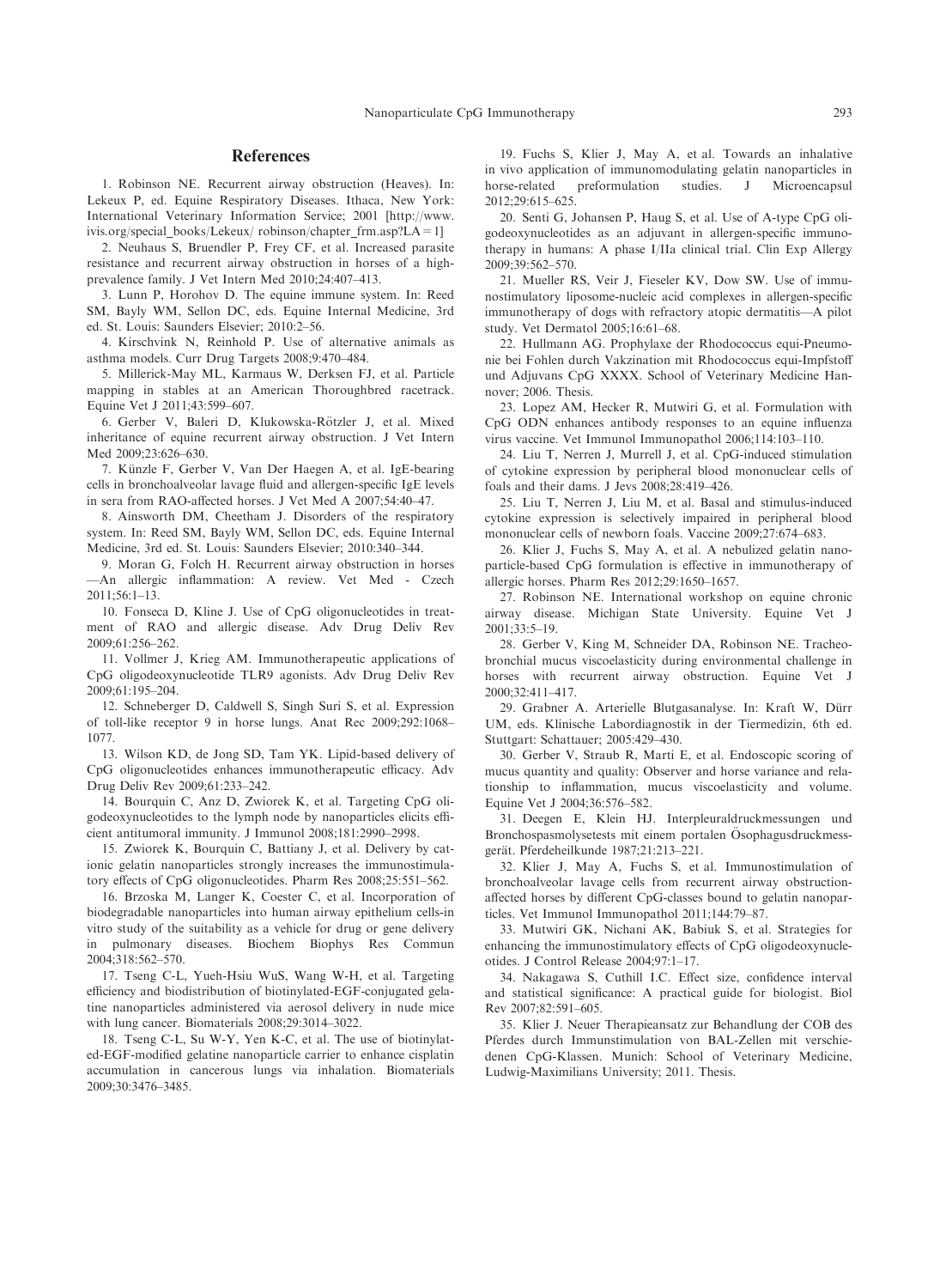## References

1. Robinson NE. Recurrent airway obstruction (Heaves). In: Lekeux P, ed. Equine Respiratory Diseases. Ithaca, New York: International Veterinary Information Service; 2001 [http://www.ivis.org/special_books/Lekeux/ robinson/chapter_frm.asp?LA = 1]

2. Neuhaus S, Bruendler P, Frey CF, et al. Increased parasite resistance and recurrent airway obstruction in horses of a high-prevalence family. J Vet Intern Med 2010;24:407–413.

3. Lunn P, Horohov D. The equine immune system. In: Reed SM, Bayly WM, Sellon DC, eds. Equine Internal Medicine, 3rd ed. St. Louis: Saunders Elsevier; 2010:2–56.

4. Kirschvink N, Reinhold P. Use of alternative animals as asthma models. Curr Drug Targets 2008;9:470–484.

5. Millerick-May ML, Karmaus W, Derksen FJ, et al. Particle mapping in stables at an American Thoroughbred racetrack. Equine Vet J 2011;43:599–607.

6. Gerber V, Baleri D, Klukowska-Rötzler J, et al. Mixed inheritance of equine recurrent airway obstruction. J Vet Intern Med 2009;23:626–630.

7. Künzle F, Gerber V, Van Der Haegen A, et al. IgE-bearing cells in bronchoalveolar lavage fluid and allergen-specific IgE levels in sera from RAO-affected horses. J Vet Med A 2007;54:40–47.

8. Ainsworth DM, Cheetham J. Disorders of the respiratory system. In: Reed SM, Bayly WM, Sellon DC, eds. Equine Internal Medicine, 3rd ed. St. Louis: Saunders Elsevier; 2010:340–344.

9. Moran G, Folch H. Recurrent airway obstruction in horses—An allergic inflammation: A review. Vet Med - Czech 2011;56:1–13.

10. Fonseca D, Kline J. Use of CpG oligonucleotides in treatment of RAO and allergic disease. Adv Drug Deliv Rev 2009;61:256–262.

11. Vollmer J, Krieg AM. Immunotherapeutic applications of CpG oligodeoxynucleotide TLR9 agonists. Adv Drug Deliv Rev 2009;61:195–204.

12. Schneberger D, Caldwell S, Singh Suri S, et al. Expression of toll-like receptor 9 in horse lungs. Anat Rec 2009;292:1068–1077.

13. Wilson KD, de Jong SD, Tam YK. Lipid-based delivery of CpG oligonucleotides enhances immunotherapeutic efficacy. Adv Drug Deliv Rev 2009;61:233–242.

14. Bourquin C, Anz D, Zwiorek K, et al. Targeting CpG oligodeoxynucleotides to the lymph node by nanoparticles elicits efficient antitumoral immunity. J Immunol 2008;181:2990–2998.

15. Zwiorek K, Bourquin C, Battiany J, et al. Delivery by cationic gelatin nanoparticles strongly increases the immunostimulatory effects of CpG oligonucleotides. Pharm Res 2008;25:551–562.

16. Brzoska M, Langer K, Coester C, et al. Incorporation of biodegradable nanoparticles into human airway epithelium cells-in vitro study of the suitability as a vehicle for drug or gene delivery in pulmonary diseases. Biochem Biophys Res Commun 2004;318:562–570.

17. Tseng C-L, Yueh-Hsiu WuS, Wang W-H, et al. Targeting efficiency and biodistribution of biotinylated-EGF-conjugated gelatine nanoparticles administered via aerosol delivery in nude mice with lung cancer. Biomaterials 2008;29:3014–3022.

18. Tseng C-L, Su W-Y, Yen K-C, et al. The use of biotinylated-EGF-modified gelatine nanoparticle carrier to enhance cisplatin accumulation in cancerous lungs via inhalation. Biomaterials 2009;30:3476–3485.

19. Fuchs S, Klier J, May A, et al. Towards an inhalative in vivo application of immunomodulating gelatin nanoparticles in horse-related preformulation studies. J Microencapsul 2012;29:615–625.

20. Senti G, Johansen P, Haug S, et al. Use of A-type CpG oligodeoxynucleotides as an adjuvant in allergen-specific immunotherapy in humans: A phase I/IIa clinical trial. Clin Exp Allergy 2009;39:562–570.

21. Mueller RS, Veir J, Fieseler KV, Dow SW. Use of immunostimulatory liposome-nucleic acid complexes in allergen-specific immunotherapy of dogs with refractory atopic dermatitis—A pilot study. Vet Dermatol 2005;16:61–68.

22. Hullmann AG. Prophylaxe der Rhodococcus equi-Pneumonie bei Fohlen durch Vakzination mit Rhodococcus equi-Impfstoff und Adjuvans CpG XXXX. School of Veterinary Medicine Hannover; 2006. Thesis.

23. Lopez AM, Hecker R, Mutwiri G, et al. Formulation with CpG ODN enhances antibody responses to an equine influenza virus vaccine. Vet Immunol Immunopathol 2006;114:103–110.

24. Liu T, Nerren J, Murrell J, et al. CpG-induced stimulation of cytokine expression by peripheral blood mononuclear cells of foals and their dams. J Jevs 2008;28:419–426.

25. Liu T, Nerren J, Liu M, et al. Basal and stimulus-induced cytokine expression is selectively impaired in peripheral blood mononuclear cells of newborn foals. Vaccine 2009;27:674–683.

26. Klier J, Fuchs S, May A, et al. A nebulized gelatin nanoparticle-based CpG formulation is effective in immunotherapy of allergic horses. Pharm Res 2012;29:1650–1657.

27. Robinson NE. International workshop on equine chronic airway disease. Michigan State University. Equine Vet J 2001;33:5–19.

28. Gerber V, King M, Schneider DA, Robinson NE. Tracheobronchial mucus viscoelasticity during environmental challenge in horses with recurrent airway obstruction. Equine Vet J 2000;32:411–417.

29. Grabner A. Arterielle Blutgasanalyse. In: Kraft W, Dürr UM, eds. Klinische Labordiagnostik in der Tiermedizin, 6th ed. Stuttgart: Schattauer; 2005:429–430.

30. Gerber V, Straub R, Marti E, et al. Endoscopic scoring of mucus quantity and quality: Observer and horse variance and relationship to inflammation, mucus viscoelasticity and volume. Equine Vet J 2004;36:576–582.

31. Deegen E, Klein HJ. Interpleuraldruckmessungen und Bronchospasmolysetests mit einem portalen Ösophagusdruckmessgerät. Pferdeheilkunde 1987;21:213–221.

32. Klier J, May A, Fuchs S, et al. Immunostimulation of bronchoalveolar lavage cells from recurrent airway obstruction-affected horses by different CpG-classes bound to gelatin nanoparticles. Vet Immunol Immunopathol 2011;144:79–87.

33. Mutwiri GK, Nichani AK, Babiuk S, et al. Strategies for enhancing the immunostimulatory effects of CpG oligodeoxynucleotides. J Control Release 2004;97:1–17.

34. Nakagawa S, Cuthill I.C. Effect size, confidence interval and statistical significance: A practical guide for biologist. Biol Rev 2007;82:591–605.

35. Klier J. Neuer Therapieansatz zur Behandlung der COB des Pferdes durch Immunstimulation von BAL-Zellen mit verschiedenen CpG-Klassen. Munich: School of Veterinary Medicine, Ludwig-Maximilians University; 2011. Thesis.